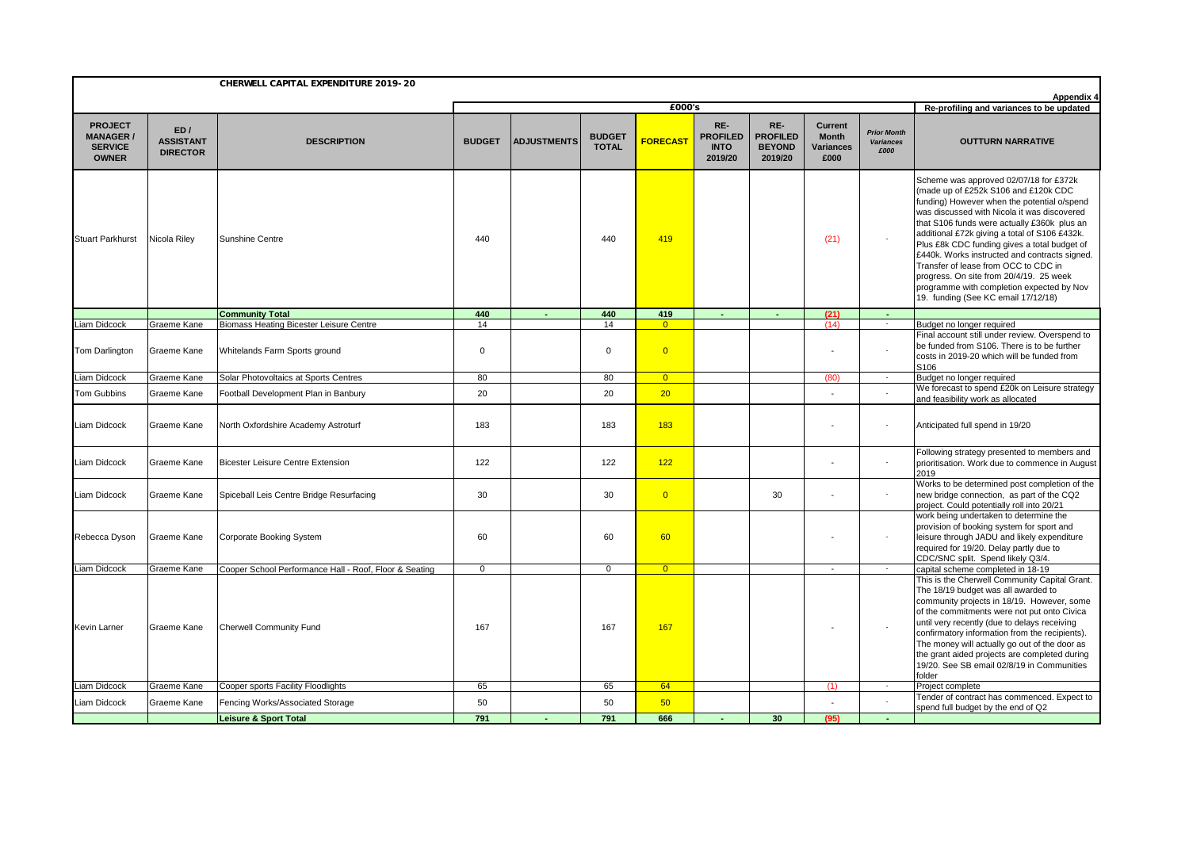## CHERWELL CAPITAL EXPENDITURE 2019- 20

**Appendix 4**

| PROJECT MANAGER / SERVICE OWNER | ED / ASSISTANT DIRECTOR | DESCRIPTION | £000's | | | | | | | | Re-profiling and variances to be updated |
|---|---|---|---|---|---|---|---|---|---|---|---|
| | | | BUDGET | ADJUSTMENTS | BUDGET TOTAL | FORECAST | RE-PROFILED INTO 2019/20 | RE-PROFILED BEYOND 2019/20 | Current Month Variances £000 | *Prior Month Variances £000* | OUTTURN NARRATIVE |
| Stuart Parkhurst | Nicola Riley | Sunshine Centre | 440 | | 440 | 419 | | | (21) | - | Scheme was approved 02/07/18 for £372k (made up of £252k S106 and £120k CDC funding) However when the potential o/spend was discussed with Nicola it was discovered that S106 funds were actually £360k plus an additional £72k giving a total of S106 £432k. Plus £8k CDC funding gives a total budget of £440k. Works instructed and contracts signed. Transfer of lease from OCC to CDC in progress. On site from 20/4/19. 25 week programme with completion expected by Nov 19. funding (See KC email 17/12/18) |
| | | **Community Total** | **440** | **-** | **440** | **419** | **-** | **-** | **(21)** | **-** | |
| Liam Didcock | Graeme Kane | Biomass Heating Bicester Leisure Centre | 14 | | 14 | 0 | | | (14) | - | Budget no longer required |
| Tom Darlington | Graeme Kane | Whitelands Farm Sports ground | 0 | | 0 | 0 | | | - | - | Final account still under review. Overspend to be funded from S106. There is to be further costs in 2019-20 which will be funded from S106 |
| Liam Didcock | Graeme Kane | Solar Photovoltaics at Sports Centres | 80 | | 80 | 0 | | | (80) | - | Budget no longer required |
| Tom Gubbins | Graeme Kane | Football Development Plan in Banbury | 20 | | 20 | 20 | | | - | - | We forecast to spend £20k on Leisure strategy and feasibility work as allocated |
| Liam Didcock | Graeme Kane | North Oxfordshire Academy Astroturf | 183 | | 183 | 183 | | | - | - | Anticipated full spend in 19/20 |
| Liam Didcock | Graeme Kane | Bicester Leisure Centre Extension | 122 | | 122 | 122 | | | - | - | Following strategy presented to members and prioritisation. Work due to commence in August 2019 |
| Liam Didcock | Graeme Kane | Spiceball Leis Centre Bridge Resurfacing | 30 | | 30 | 0 | | 30 | - | - | Works to be determined post completion of the new bridge connection, as part of the CQ2 project. Could potentially roll into 20/21 |
| Rebecca Dyson | Graeme Kane | Corporate Booking System | 60 | | 60 | 60 | | | - | - | work being undertaken to determine the provision of booking system for sport and leisure through JADU and likely expenditure required for 19/20. Delay partly due to CDC/SNC split. Spend likely Q3/4. |
| Liam Didcock | Graeme Kane | Cooper School Performance Hall - Roof, Floor & Seating | 0 | | 0 | 0 | | | - | - | capital scheme completed in 18-19 |
| Kevin Larner | Graeme Kane | Cherwell Community Fund | 167 | | 167 | 167 | | | - | - | This is the Cherwell Community Capital Grant. The 18/19 budget was all awarded to community projects in 18/19. However, some of the commitments were not put onto Civica until very recently (due to delays receiving confirmatory information from the recipients). The money will actually go out of the door as the grant aided projects are completed during 19/20. See SB email 02/8/19 in Communities folder |
| Liam Didcock | Graeme Kane | Cooper sports Facility Floodlights | 65 | | 65 | 64 | | | (1) | - | Project complete |
| Liam Didcock | Graeme Kane | Fencing Works/Associated Storage | 50 | | 50 | 50 | | | - | - | Tender of contract has commenced. Expect to spend full budget by the end of Q2 |
| | | **Leisure & Sport Total** | **791** | **-** | **791** | **666** | **-** | **30** | **(95)** | **-** | |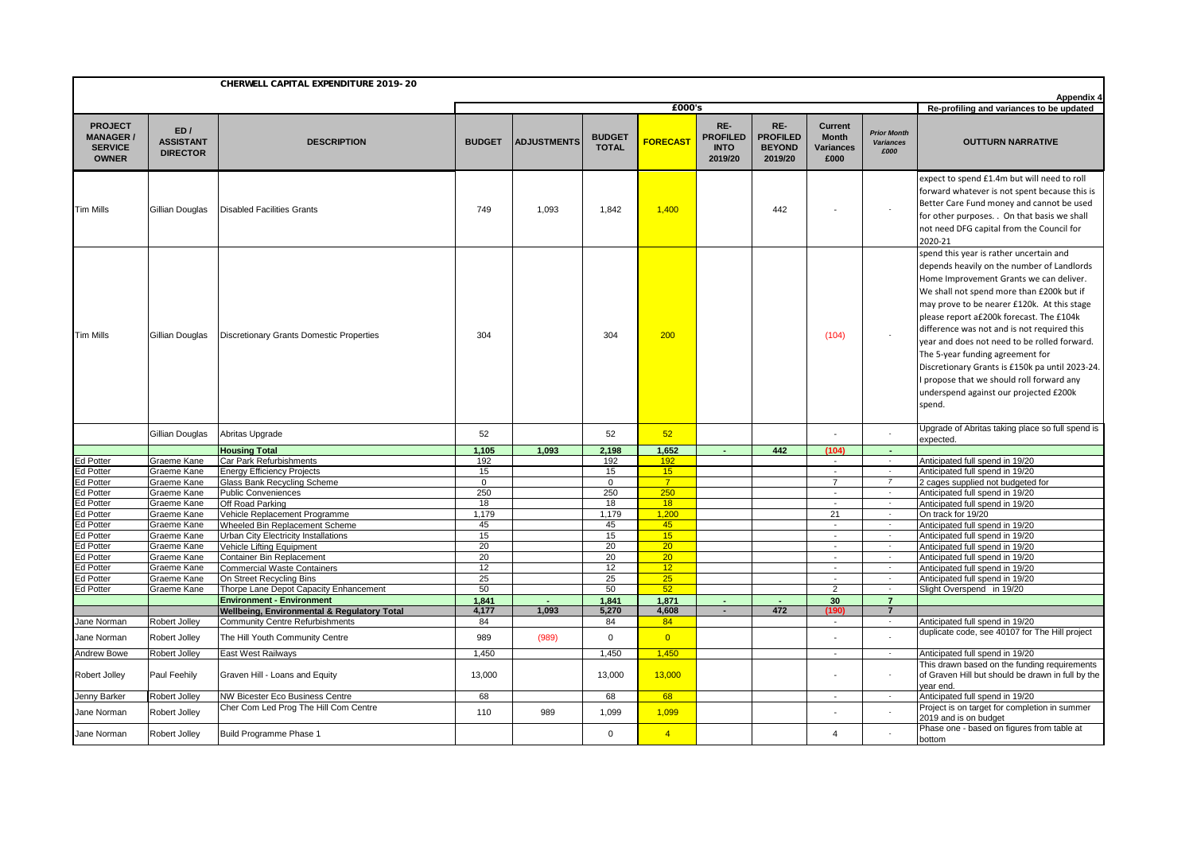**CHERWELL CAPITAL EXPENDITURE 2019-20**

**Appendix 4**

| PROJECT MANAGER / SERVICE OWNER | ED / ASSISTANT DIRECTOR | DESCRIPTION | £000's | | | | | | | | Re-profiling and variances to be updated |
|---|---|---|---|---|---|---|---|---|---|---|---|
| | | | BUDGET | ADJUSTMENTS | BUDGET TOTAL | FORECAST | RE-PROFILED INTO 2019/20 | RE-PROFILED BEYOND 2019/20 | Current Month Variances £000 | *Prior Month Variances £000* | OUTTURN NARRATIVE |
| Tim Mills | Gillian Douglas | Disabled Facilities Grants | 749 | 1,093 | 1,842 | 1,400 | | 442 | - | - | expect to spend £1.4m but will need to roll forward whatever is not spent because this is Better Care Fund money and cannot be used for other purposes. . On that basis we shall not need DFG capital from the Council for 2020-21 |
| Tim Mills | Gillian Douglas | Discretionary Grants Domestic Properties | 304 | | 304 | 200 | | | (104) | - | spend this year is rather uncertain and depends heavily on the number of Landlords Home Improvement Grants we can deliver. We shall not spend more than £200k but if may prove to be nearer £120k. At this stage please report a£200k forecast. The £104k difference was not and is not required this year and does not need to be rolled forward. The 5-year funding agreement for Discretionary Grants is £150k pa until 2023-24. I propose that we should roll forward any underspend against our projected £200k spend. |
| | Gillian Douglas | Abritas Upgrade | 52 | | 52 | 52 | | | - | - | Upgrade of Abritas taking place so full spend is expected. |
| | | **Housing Total** | **1,105** | **1,093** | **2,198** | **1,652** | **-** | **442** | **(104)** | **-** | |
| Ed Potter | Graeme Kane | Car Park Refurbishments | 192 | | 192 | 192 | | | - | - | Anticipated full spend in 19/20 |
| Ed Potter | Graeme Kane | Energy Efficiency Projects | 15 | | 15 | 15 | | | - | - | Anticipated full spend in 19/20 |
| Ed Potter | Graeme Kane | Glass Bank Recycling Scheme | 0 | | 0 | 7 | | | 7 | 7 | 2 cages supplied not budgeted for |
| Ed Potter | Graeme Kane | Public Conveniences | 250 | | 250 | 250 | | | - | - | Anticipated full spend in 19/20 |
| Ed Potter | Graeme Kane | Off Road Parking | 18 | | 18 | 18 | | | - | - | Anticipated full spend in 19/20 |
| Ed Potter | Graeme Kane | Vehicle Replacement Programme | 1,179 | | 1,179 | 1,200 | | | 21 | - | On track for 19/20 |
| Ed Potter | Graeme Kane | Wheeled Bin Replacement Scheme | 45 | | 45 | 45 | | | - | - | Anticipated full spend in 19/20 |
| Ed Potter | Graeme Kane | Urban City Electricity Installations | 15 | | 15 | 15 | | | - | - | Anticipated full spend in 19/20 |
| Ed Potter | Graeme Kane | Vehicle Lifting Equipment | 20 | | 20 | 20 | | | - | - | Anticipated full spend in 19/20 |
| Ed Potter | Graeme Kane | Container Bin Replacement | 20 | | 20 | 20 | | | - | - | Anticipated full spend in 19/20 |
| Ed Potter | Graeme Kane | Commercial Waste Containers | 12 | | 12 | 12 | | | - | - | Anticipated full spend in 19/20 |
| Ed Potter | Graeme Kane | On Street Recycling Bins | 25 | | 25 | 25 | | | - | - | Anticipated full spend in 19/20 |
| Ed Potter | Graeme Kane | Thorpe Lane Depot Capacity Enhancement | 50 | | 50 | 52 | | | 2 | - | Slight Overspend in 19/20 |
| | | **Environment - Environment** | **1,841** | **-** | **1,841** | **1,871** | **-** | **-** | **30** | **7** | |
| | | **Wellbeing, Environmental & Regulatory Total** | **4,177** | **1,093** | **5,270** | **4,608** | **-** | **472** | **(190)** | **7** | |
| Jane Norman | Robert Jolley | Community Centre Refurbishments | 84 | | 84 | 84 | | | - | - | Anticipated full spend in 19/20 |
| Jane Norman | Robert Jolley | The Hill Youth Community Centre | 989 | (989) | 0 | 0 | | | - | - | duplicate code, see 40107 for The Hill project |
| Andrew Bowe | Robert Jolley | East West Railways | 1,450 | | 1,450 | 1,450 | | | - | - | Anticipated full spend in 19/20 |
| Robert Jolley | Paul Feehily | Graven Hill - Loans and Equity | 13,000 | | 13,000 | 13,000 | | | - | - | This drawn based on the funding requirements of Graven Hill but should be drawn in full by the year end. |
| Jenny Barker | Robert Jolley | NW Bicester Eco Business Centre | 68 | | 68 | 68 | | | - | - | Anticipated full spend in 19/20 |
| Jane Norman | Robert Jolley | Cher Com Led Prog The Hill Com Centre | 110 | 989 | 1,099 | 1,099 | | | - | - | Project is on target for completion in summer 2019 and is on budget |
| Jane Norman | Robert Jolley | Build Programme Phase 1 | | | 0 | 4 | | | 4 | - | Phase one - based on figures from table at bottom |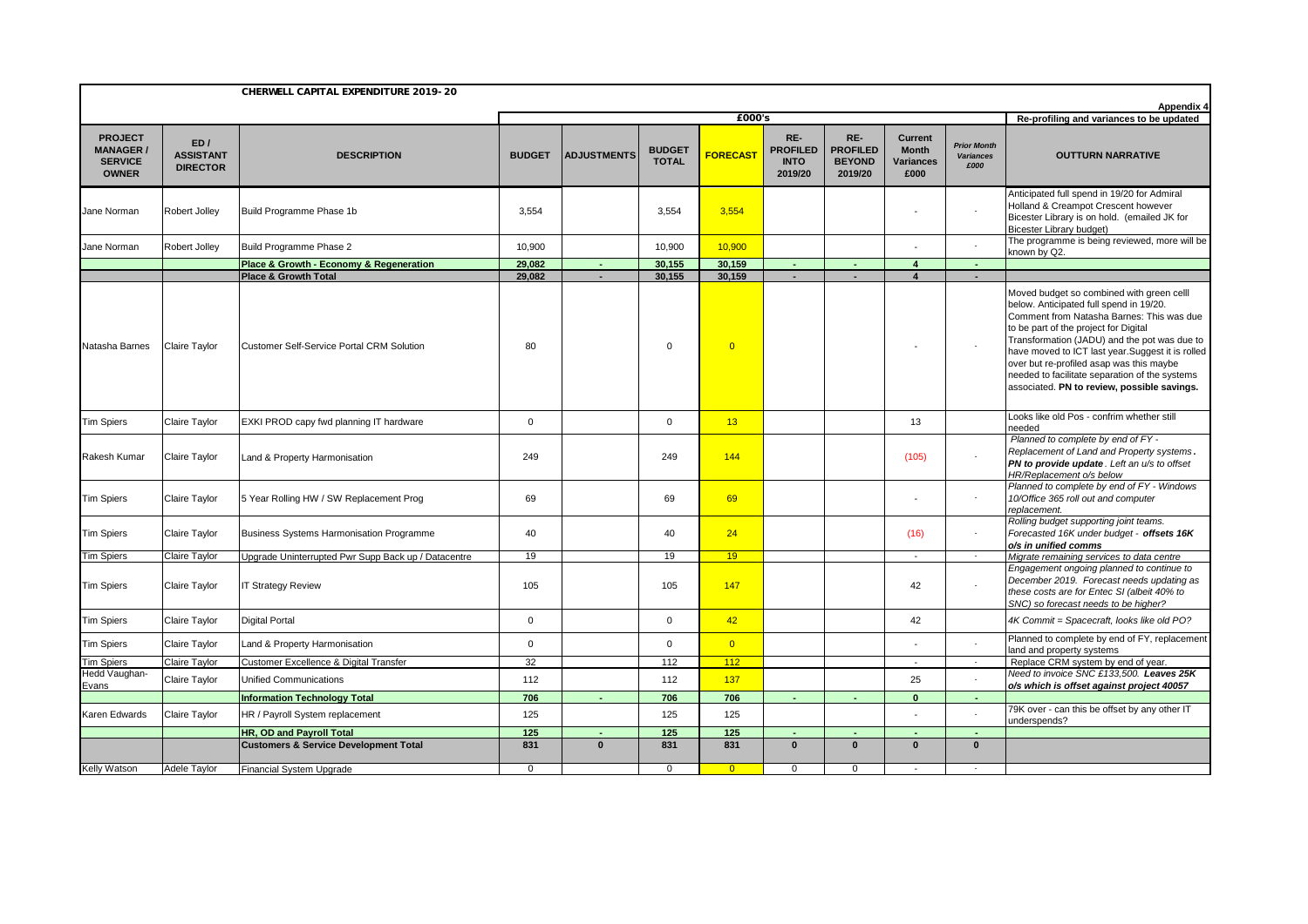## CHERWELL CAPITAL EXPENDITURE 2019-20

**Appendix 4**

| | | | £000's | | | | | | | | | Re-profiling and variances to be updated |
|---|---|---|---|---|---|---|---|---|---|---|---|---|
| **PROJECT MANAGER / SERVICE OWNER** | **ED / ASSISTANT DIRECTOR** | **DESCRIPTION** | **BUDGET** | **ADJUSTMENTS** | **BUDGET TOTAL** | **FORECAST** | **RE-PROFILED INTO 2019/20** | **RE-PROFILED BEYOND 2019/20** | **Current Month Variances £000** | ***Prior Month Variances £000*** | **OUTTURN NARRATIVE** |
| Jane Norman | Robert Jolley | Build Programme Phase 1b | 3,554 | | 3,554 | 3,554 | | | - | - | Anticipated full spend in 19/20 for Admiral Holland & Creampot Crescent however Bicester Library is on hold. (emailed JK for Bicester Library budget) |
| Jane Norman | Robert Jolley | Build Programme Phase 2 | 10,900 | | 10,900 | 10,900 | | | - | - | The programme is being reviewed, more will be known by Q2. |
| | | **Place & Growth - Economy & Regeneration** | **29,082** | **-** | **30,155** | **30,159** | **-** | **-** | **4** | **-** | |
| | | **Place & Growth Total** | **29,082** | **-** | **30,155** | **30,159** | **-** | **-** | **4** | **-** | |
| Natasha Barnes | Claire Taylor | Customer Self-Service Portal CRM Solution | 80 | | 0 | 0 | | | - | - | Moved budget so combined with green celll below. Anticipated full spend in 19/20. Comment from Natasha Barnes: This was due to be part of the project for Digital Transformation (JADU) and the pot was due to have moved to ICT last year.Suggest it is rolled over but re-profiled asap was this maybe needed to facilitate separation of the systems associated. **PN to review, possible savings.** |
| Tim Spiers | Claire Taylor | EXKI PROD capy fwd planning IT hardware | 0 | | 0 | 13 | | | 13 | | Looks like old Pos - confrim whether still needed |
| Rakesh Kumar | Claire Taylor | Land & Property Harmonisation | 249 | | 249 | 144 | | | (105) | - | *Planned to complete by end of FY - Replacement of Land and Property systems*. ***PN to provide update***. *Left an u/s to offset HR/Replacement o/s below* |
| Tim Spiers | Claire Taylor | 5 Year Rolling HW / SW Replacement Prog | 69 | | 69 | 69 | | | - | - | *Planned to complete by end of FY - Windows 10/Office 365 roll out and computer replacement.* |
| Tim Spiers | Claire Taylor | Business Systems Harmonisation Programme | 40 | | 40 | 24 | | | (16) | - | *Rolling budget supporting joint teams. Forecasted 16K under budget -* ***offsets 16K o/s in unified comms*** |
| Tim Spiers | Claire Taylor | Upgrade Uninterrupted Pwr Supp Back up / Datacentre | 19 | | 19 | 19 | | | - | - | *Migrate remaining services to data centre* |
| Tim Spiers | Claire Taylor | IT Strategy Review | 105 | | 105 | 147 | | | 42 | - | *Engagement ongoing planned to continue to December 2019. Forecast needs updating as these costs are for Entec SI (albeit 40% to SNC) so forecast needs to be higher?* |
| Tim Spiers | Claire Taylor | Digital Portal | 0 | | 0 | 42 | | | 42 | | *4K Commit = Spacecraft, looks like old PO?* |
| Tim Spiers | Claire Taylor | Land & Property Harmonisation | 0 | | 0 | 0 | | | - | - | Planned to complete by end of FY, replacement land and property systems |
| Tim Spiers | Claire Taylor | Customer Excellence & Digital Transfer | 32 | | 112 | 112 | | | - | - | Replace CRM system by end of year. |
| Hedd Vaughan-Evans | Claire Taylor | Unified Communications | 112 | | 112 | 137 | | | 25 | - | *Need to invoice SNC £133,500.* ***Leaves 25K o/s which is offset against project 40057*** |
| | | **Information Technology Total** | **706** | **-** | **706** | **706** | **-** | **-** | **0** | **-** | |
| Karen Edwards | Claire Taylor | HR / Payroll System replacement | 125 | | 125 | 125 | | | - | - | 79K over - can this be offset by any other IT underspends? |
| | | **HR, OD and Payroll Total** | **125** | **-** | **125** | **125** | **-** | **-** | **-** | **-** | |
| | | **Customers & Service Development Total** | **831** | **0** | **831** | **831** | **0** | **0** | **0** | **0** | |
| Kelly Watson | Adele Taylor | Financial System Upgrade | 0 | | 0 | 0 | 0 | 0 | - | - | |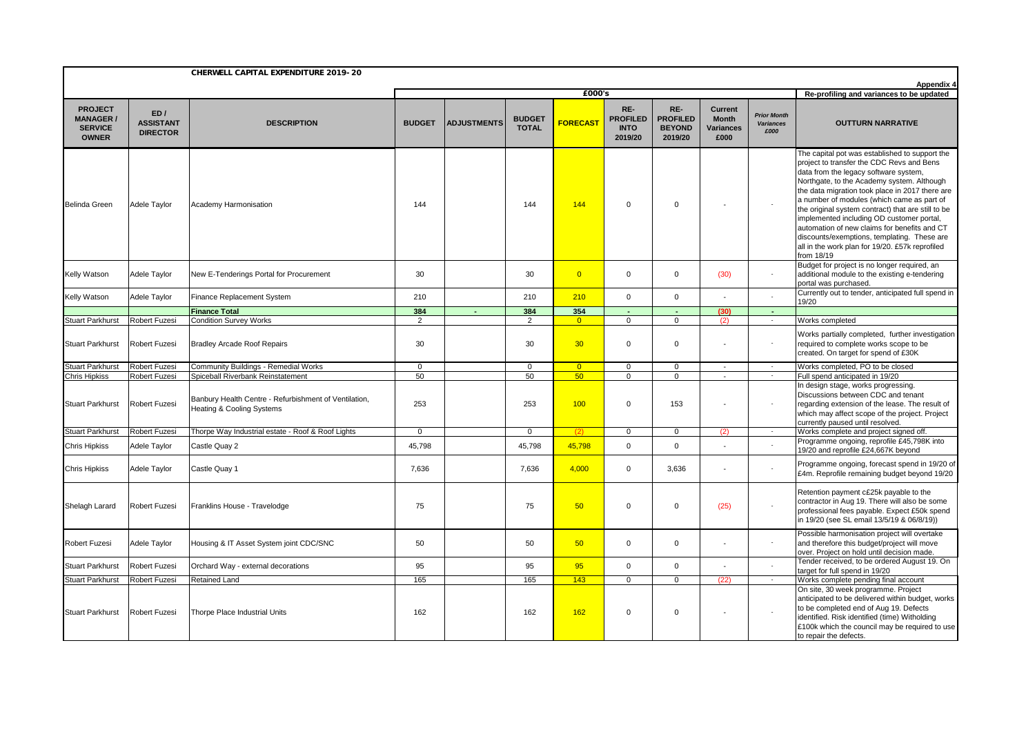# CHERWELL CAPITAL EXPENDITURE 2019-20

**Appendix 4**

| | | | £000's | | | | | | | | Re-profiling and variances to be updated |
|---|---|---|---|---|---|---|---|---|---|---|---|
| **PROJECT MANAGER / SERVICE OWNER** | **ED / ASSISTANT DIRECTOR** | **DESCRIPTION** | **BUDGET** | **ADJUSTMENTS** | **BUDGET TOTAL** | **FORECAST** | **RE-PROFILED INTO 2019/20** | **RE-PROFILED BEYOND 2019/20** | **Current Month Variances £000** | ***Prior Month Variances £000*** | **OUTTURN NARRATIVE** |
| Belinda Green | Adele Taylor | Academy Harmonisation | 144 | | 144 | 144 | 0 | 0 | - | - | The capital pot was established to support the project to transfer the CDC Revs and Bens data from the legacy software system, Northgate, to the Academy system. Although the data migration took place in 2017 there are a number of modules (which came as part of the original system contract) that are still to be implemented including OD customer portal, automation of new claims for benefits and CT discounts/exemptions, templating. These are all in the work plan for 19/20. £57k reprofiled from 18/19 |
| Kelly Watson | Adele Taylor | New E-Tenderings Portal for Procurement | 30 | | 30 | 0 | 0 | 0 | (30) | - | Budget for project is no longer required, an additional module to the existing e-tendering portal was purchased. |
| Kelly Watson | Adele Taylor | Finance Replacement System | 210 | | 210 | 210 | 0 | 0 | - | - | Currently out to tender, anticipated full spend in 19/20 |
| | | **Finance Total** | **384** | **-** | **384** | **354** | **-** | **-** | **(30)** | **-** | |
| Stuart Parkhurst | Robert Fuzesi | Condition Survey Works | 2 | | 2 | 0 | 0 | 0 | (2) | - | Works completed |
| Stuart Parkhurst | Robert Fuzesi | Bradley Arcade Roof Repairs | 30 | | 30 | 30 | 0 | 0 | - | - | Works partially completed, further investigation required to complete works scope to be created. On target for spend of £30K |
| Stuart Parkhurst | Robert Fuzesi | Community Buildings - Remedial Works | 0 | | 0 | 0 | 0 | 0 | - | - | Works completed, PO to be closed |
| Chris Hipkiss | Robert Fuzesi | Spiceball Riverbank Reinstatement | 50 | | 50 | 50 | 0 | 0 | - | - | Full spend anticipated in 19/20 |
| Stuart Parkhurst | Robert Fuzesi | Banbury Health Centre - Refurbishment of Ventilation, Heating & Cooling Systems | 253 | | 253 | 100 | 0 | 153 | - | - | In design stage, works progressing. Discussions between CDC and tenant regarding extension of the lease. The result of which may affect scope of the project. Project currently paused until resolved. |
| Stuart Parkhurst | Robert Fuzesi | Thorpe Way Industrial estate - Roof & Roof Lights | 0 | | 0 | (2) | 0 | 0 | (2) | - | Works complete and project signed off. |
| Chris Hipkiss | Adele Taylor | Castle Quay 2 | 45,798 | | 45,798 | 45,798 | 0 | 0 | - | - | Programme ongoing, reprofile £45,798K into 19/20 and reprofile £24,667K beyond |
| Chris Hipkiss | Adele Taylor | Castle Quay 1 | 7,636 | | 7,636 | 4,000 | 0 | 3,636 | - | - | Programme ongoing, forecast spend in 19/20 of £4m. Reprofile remaining budget beyond 19/20 |
| Shelagh Larard | Robert Fuzesi | Franklins House - Travelodge | 75 | | 75 | 50 | 0 | 0 | (25) | - | Retention payment c£25k payable to the contractor in Aug 19. There will also be some professional fees payable. Expect £50k spend in 19/20 (see SL email 13/5/19 & 06/8/19)) |
| Robert Fuzesi | Adele Taylor | Housing & IT Asset System joint CDC/SNC | 50 | | 50 | 50 | 0 | 0 | - | - | Possible harmonisation project will overtake and therefore this budget/project will move over. Project on hold until decision made. |
| Stuart Parkhurst | Robert Fuzesi | Orchard Way - external decorations | 95 | | 95 | 95 | 0 | 0 | - | - | Tender received, to be ordered August 19. On target for full spend in 19/20 |
| Stuart Parkhurst | Robert Fuzesi | Retained Land | 165 | | 165 | 143 | 0 | 0 | (22) | - | Works complete pending final account |
| Stuart Parkhurst | Robert Fuzesi | Thorpe Place Industrial Units | 162 | | 162 | 162 | 0 | 0 | - | - | On site, 30 week programme. Project anticipated to be delivered within budget, works to be completed end of Aug 19. Defects identified. Risk identified (time) Witholding £100k which the council may be required to use to repair the defects. |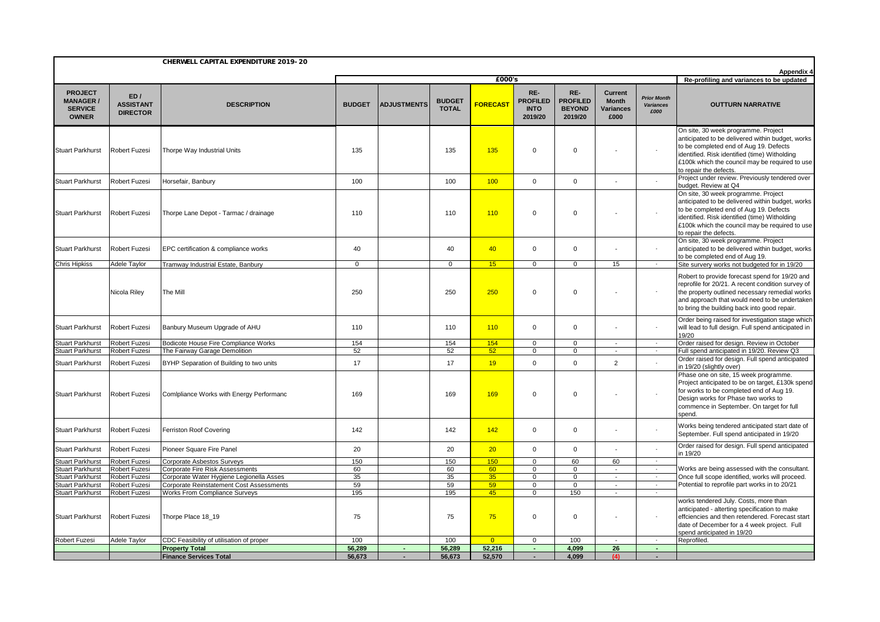**CHERWELL CAPITAL EXPENDITURE 2019-20**

**Appendix 4**

| PROJECT MANAGER / SERVICE OWNER | ED / ASSISTANT DIRECTOR | DESCRIPTION | £000's | | | | | | | | Re-profiling and variances to be updated |
|---|---|---|---|---|---|---|---|---|---|---|---|
| | | | BUDGET | ADJUSTMENTS | BUDGET TOTAL | FORECAST | RE-PROFILED INTO 2019/20 | RE-PROFILED BEYOND 2019/20 | Current Month Variances £000 | *Prior Month Variances £000* | OUTTURN NARRATIVE |
| Stuart Parkhurst | Robert Fuzesi | Thorpe Way Industrial Units | 135 | | 135 | 135 | 0 | 0 | - | - | On site, 30 week programme. Project anticipated to be delivered within budget, works to be completed end of Aug 19. Defects identified. Risk identified (time) Witholding £100k which the council may be required to use to repair the defects. |
| Stuart Parkhurst | Robert Fuzesi | Horsefair, Banbury | 100 | | 100 | 100 | 0 | 0 | - | - | Project under review. Previously tendered over budget. Review at Q4 |
| Stuart Parkhurst | Robert Fuzesi | Thorpe Lane Depot - Tarmac / drainage | 110 | | 110 | 110 | 0 | 0 | - | - | On site, 30 week programme. Project anticipated to be delivered within budget, works to be completed end of Aug 19. Defects identified. Risk identified (time) Witholding £100k which the council may be required to use to repair the defects. |
| Stuart Parkhurst | Robert Fuzesi | EPC certification & compliance works | 40 | | 40 | 40 | 0 | 0 | - | - | On site, 30 week programme. Project anticipated to be delivered within budget, works to be completed end of Aug 19. |
| Chris Hipkiss | Adele Taylor | Tramway Industrial Estate, Banbury | 0 | | 0 | 15 | 0 | 0 | 15 | - | Site survery works not budgeted for in 19/20 |
| | Nicola Riley | The Mill | 250 | | 250 | 250 | 0 | 0 | - | - | Robert to provide forecast spend for 19/20 and reprofile for 20/21. A recent condition survey of the property outlined necessary remedial works and approach that would need to be undertaken to bring the building back into good repair. |
| Stuart Parkhurst | Robert Fuzesi | Banbury Museum Upgrade of AHU | 110 | | 110 | 110 | 0 | 0 | - | - | Order being raised for investigation stage which will lead to full design. Full spend anticipated in 19/20 |
| Stuart Parkhurst | Robert Fuzesi | Bodicote House Fire Compliance Works | 154 | | 154 | 154 | 0 | 0 | - | - | Order raised for design. Review in October |
| Stuart Parkhurst | Robert Fuzesi | The Fairway Garage Demolition | 52 | | 52 | 52 | 0 | 0 | - | - | Full spend anticipated in 19/20. Review Q3 |
| Stuart Parkhurst | Robert Fuzesi | BYHP Separation of Building to two units | 17 | | 17 | 19 | 0 | 0 | 2 | - | Order raised for design. Full spend anticipated in 19/20 (slightly over) |
| Stuart Parkhurst | Robert Fuzesi | Comlpliance Works with Energy Performanc | 169 | | 169 | 169 | 0 | 0 | - | - | Phase one on site, 15 week programme. Project anticipated to be on target, £130k spend for works to be completed end of Aug 19. Design works for Phase two works to commence in September. On target for full spend. |
| Stuart Parkhurst | Robert Fuzesi | Ferriston Roof Covering | 142 | | 142 | 142 | 0 | 0 | - | - | Works being tendered anticipated start date of September. Full spend anticipated in 19/20 |
| Stuart Parkhurst | Robert Fuzesi | Pioneer Square Fire Panel | 20 | | 20 | 20 | 0 | 0 | - | - | Order raised for design. Full spend anticipated in 19/20 |
| Stuart Parkhurst | Robert Fuzesi | Corporate Asbestos Surveys | 150 | | 150 | 150 | 0 | 60 | 60 | - | Works are being assessed with the consultant. Once full scope identified, works will proceed. Potential to reprofile part works in to 20/21 |
| Stuart Parkhurst | Robert Fuzesi | Corporate Fire Risk Assessments | 60 | | 60 | 60 | 0 | 0 | - | - | |
| Stuart Parkhurst | Robert Fuzesi | Corporate Water Hygiene Legionella Asses | 35 | | 35 | 35 | 0 | 0 | - | - | |
| Stuart Parkhurst | Robert Fuzesi | Corporate Reinstatement Cost Assessments | 59 | | 59 | 59 | 0 | 0 | - | - | |
| Stuart Parkhurst | Robert Fuzesi | Works From Compliance Surveys | 195 | | 195 | 45 | 0 | 150 | - | - | |
| Stuart Parkhurst | Robert Fuzesi | Thorpe Place 18_19 | 75 | | 75 | 75 | 0 | 0 | - | - | works tendered July. Costs, more than anticipated - alterting specification to make effciencies and then retendered. Forecast start date of December for a 4 week project. Full spend anticipated in 19/20 |
| Robert Fuzesi | Adele Taylor | CDC Feasibility of utilisation of proper | 100 | | 100 | 0 | 0 | 100 | - | - | Reprofiled. |
| | | **Property Total** | **56,289** | **-** | **56,289** | **52,216** | **-** | **4,099** | **26** | **-** | |
| | | **Finance Services Total** | **56,673** | **-** | **56,673** | **52,570** | **-** | **4,099** | **(4)** | **-** | |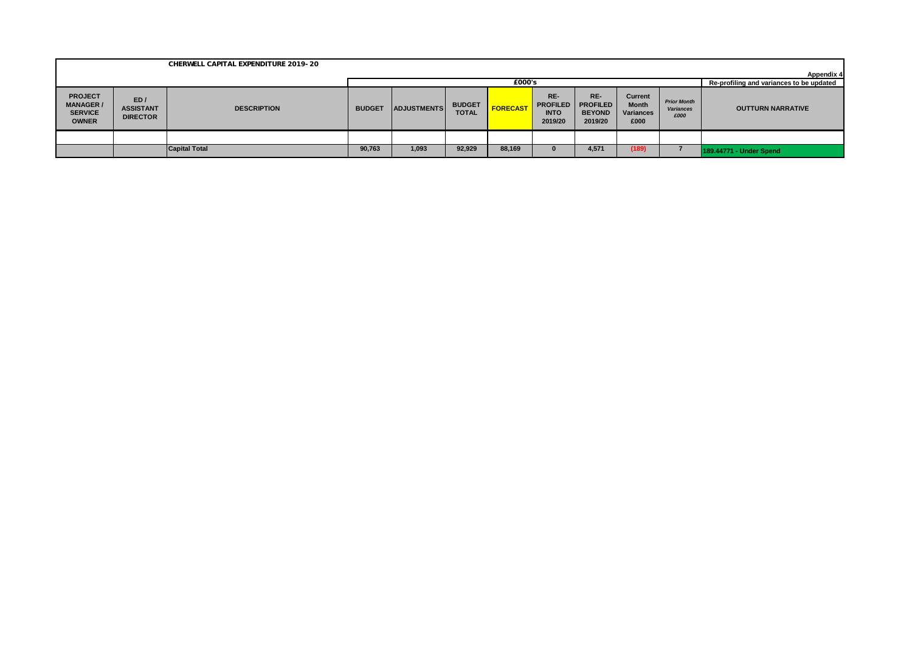CHERWELL CAPITAL EXPENDITURE 2019-20

Appendix 4

| PROJECT MANAGER / SERVICE OWNER | ED / ASSISTANT DIRECTOR | DESCRIPTION | £000's | | | | | | | | Re-profiling and variances to be updated |
|---|---|---|---|---|---|---|---|---|---|---|---|
| | | | BUDGET | ADJUSTMENTS | BUDGET TOTAL | FORECAST | RE-PROFILED INTO 2019/20 | RE-PROFILED BEYOND 2019/20 | Current Month Variances £000 | *Prior Month Variances £000* | OUTTURN NARRATIVE |
| | | | | | | | | | | | |
| | | Capital Total | 90,763 | 1,093 | 92,929 | 88,169 | 0 | 4,571 | (189) | 7 | 189.44771 - Under Spend |